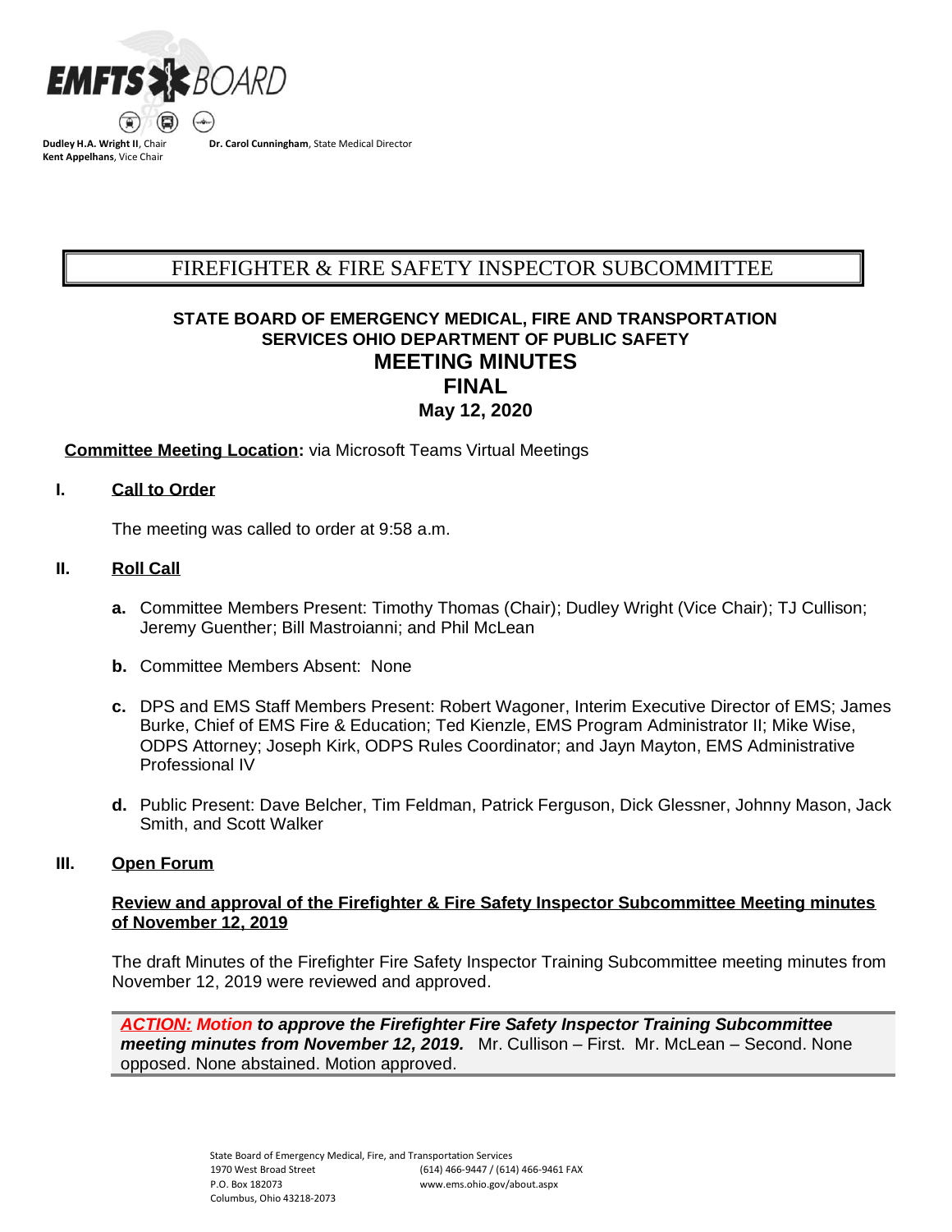EMFTS BOARD

**Dudley H.A. Wright II**, Chair
**Kent Appelhans**, Vice Chair

**Dr. Carol Cunningham**, State Medical Director

# FIREFIGHTER & FIRE SAFETY INSPECTOR SUBCOMMITTEE

**STATE BOARD OF EMERGENCY MEDICAL, FIRE AND TRANSPORTATION SERVICES OHIO DEPARTMENT OF PUBLIC SAFETY**

## MEETING MINUTES
## FINAL
**May 12, 2020**

**Committee Meeting Location:** via Microsoft Teams Virtual Meetings

### I. Call to Order

The meeting was called to order at 9:58 a.m.

### II. Roll Call

**a.** Committee Members Present: Timothy Thomas (Chair); Dudley Wright (Vice Chair); TJ Cullison; Jeremy Guenther; Bill Mastroianni; and Phil McLean

**b.** Committee Members Absent: None

**c.** DPS and EMS Staff Members Present: Robert Wagoner, Interim Executive Director of EMS; James Burke, Chief of EMS Fire & Education; Ted Kienzle, EMS Program Administrator II; Mike Wise, ODPS Attorney; Joseph Kirk, ODPS Rules Coordinator; and Jayn Mayton, EMS Administrative Professional IV

**d.** Public Present: Dave Belcher, Tim Feldman, Patrick Ferguson, Dick Glessner, Johnny Mason, Jack Smith, and Scott Walker

### III. Open Forum

**Review and approval of the Firefighter & Fire Safety Inspector Subcommittee Meeting minutes of November 12, 2019**

The draft Minutes of the Firefighter Fire Safety Inspector Training Subcommittee meeting minutes from November 12, 2019 were reviewed and approved.

***ACTION: Motion to approve the Firefighter Fire Safety Inspector Training Subcommittee meeting minutes from November 12, 2019.*** Mr. Cullison – First. Mr. McLean – Second. None opposed. None abstained. Motion approved.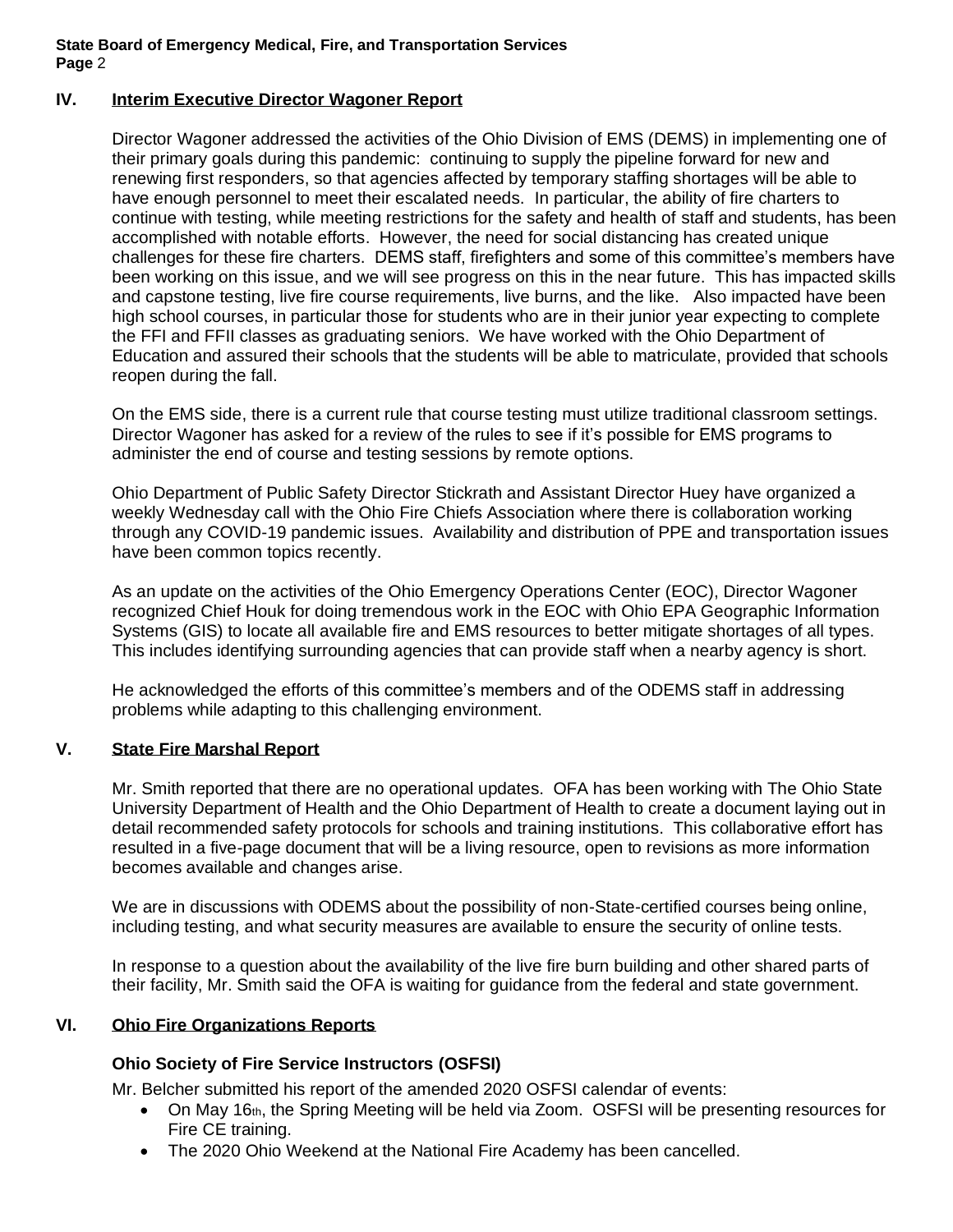## IV. Interim Executive Director Wagoner Report

Director Wagoner addressed the activities of the Ohio Division of EMS (DEMS) in implementing one of their primary goals during this pandemic: continuing to supply the pipeline forward for new and renewing first responders, so that agencies affected by temporary staffing shortages will be able to have enough personnel to meet their escalated needs. In particular, the ability of fire charters to continue with testing, while meeting restrictions for the safety and health of staff and students, has been accomplished with notable efforts. However, the need for social distancing has created unique challenges for these fire charters. DEMS staff, firefighters and some of this committee's members have been working on this issue, and we will see progress on this in the near future. This has impacted skills and capstone testing, live fire course requirements, live burns, and the like. Also impacted have been high school courses, in particular those for students who are in their junior year expecting to complete the FFI and FFII classes as graduating seniors. We have worked with the Ohio Department of Education and assured their schools that the students will be able to matriculate, provided that schools reopen during the fall.

On the EMS side, there is a current rule that course testing must utilize traditional classroom settings. Director Wagoner has asked for a review of the rules to see if it's possible for EMS programs to administer the end of course and testing sessions by remote options.

Ohio Department of Public Safety Director Stickrath and Assistant Director Huey have organized a weekly Wednesday call with the Ohio Fire Chiefs Association where there is collaboration working through any COVID-19 pandemic issues. Availability and distribution of PPE and transportation issues have been common topics recently.

As an update on the activities of the Ohio Emergency Operations Center (EOC), Director Wagoner recognized Chief Houk for doing tremendous work in the EOC with Ohio EPA Geographic Information Systems (GIS) to locate all available fire and EMS resources to better mitigate shortages of all types. This includes identifying surrounding agencies that can provide staff when a nearby agency is short.

He acknowledged the efforts of this committee's members and of the ODEMS staff in addressing problems while adapting to this challenging environment.

## V. State Fire Marshal Report

Mr. Smith reported that there are no operational updates. OFA has been working with The Ohio State University Department of Health and the Ohio Department of Health to create a document laying out in detail recommended safety protocols for schools and training institutions. This collaborative effort has resulted in a five-page document that will be a living resource, open to revisions as more information becomes available and changes arise.

We are in discussions with ODEMS about the possibility of non-State-certified courses being online, including testing, and what security measures are available to ensure the security of online tests.

In response to a question about the availability of the live fire burn building and other shared parts of their facility, Mr. Smith said the OFA is waiting for guidance from the federal and state government.

## VI. Ohio Fire Organizations Reports

### Ohio Society of Fire Service Instructors (OSFSI)

Mr. Belcher submitted his report of the amended 2020 OSFSI calendar of events:

- On May 16th, the Spring Meeting will be held via Zoom. OSFSI will be presenting resources for Fire CE training.
- The 2020 Ohio Weekend at the National Fire Academy has been cancelled.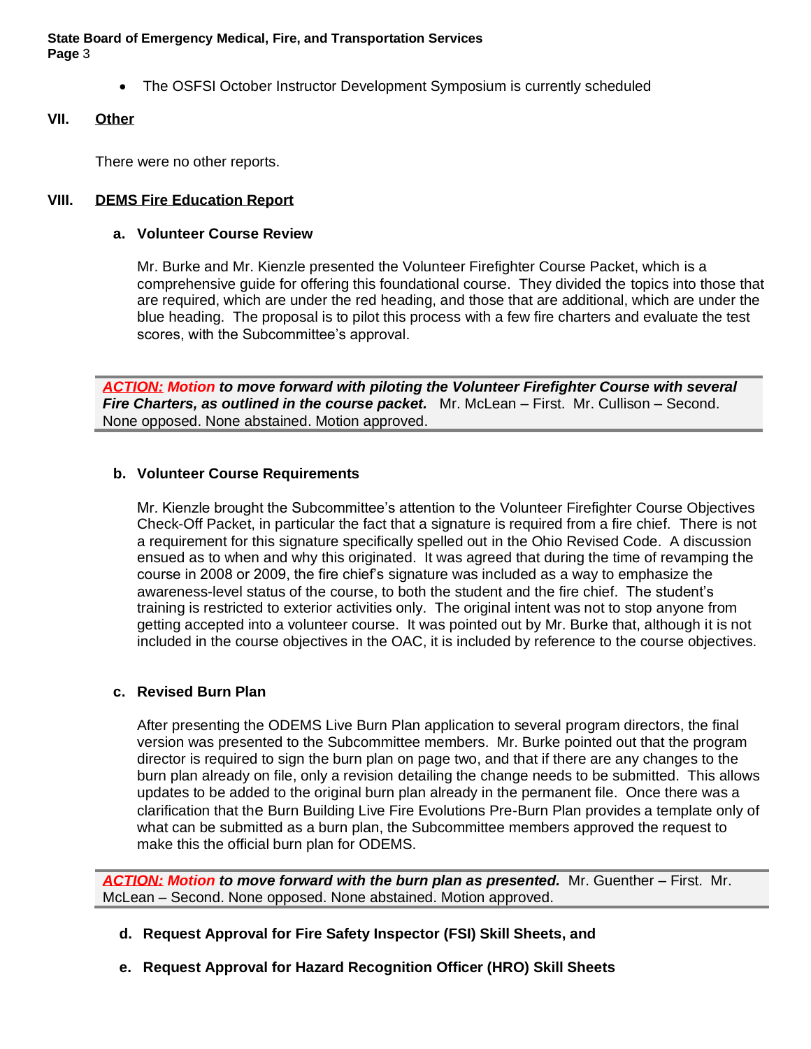- The OSFSI October Instructor Development Symposium is currently scheduled

## VII. Other

There were no other reports.

## VIII. DEMS Fire Education Report

### a. Volunteer Course Review

Mr. Burke and Mr. Kienzle presented the Volunteer Firefighter Course Packet, which is a comprehensive guide for offering this foundational course. They divided the topics into those that are required, which are under the red heading, and those that are additional, which are under the blue heading. The proposal is to pilot this process with a few fire charters and evaluate the test scores, with the Subcommittee's approval.

***ACTION: Motion to move forward with piloting the Volunteer Firefighter Course with several Fire Charters, as outlined in the course packet.*** Mr. McLean – First. Mr. Cullison – Second. None opposed. None abstained. Motion approved.

### b. Volunteer Course Requirements

Mr. Kienzle brought the Subcommittee's attention to the Volunteer Firefighter Course Objectives Check-Off Packet, in particular the fact that a signature is required from a fire chief. There is not a requirement for this signature specifically spelled out in the Ohio Revised Code. A discussion ensued as to when and why this originated. It was agreed that during the time of revamping the course in 2008 or 2009, the fire chief's signature was included as a way to emphasize the awareness-level status of the course, to both the student and the fire chief. The student's training is restricted to exterior activities only. The original intent was not to stop anyone from getting accepted into a volunteer course. It was pointed out by Mr. Burke that, although it is not included in the course objectives in the OAC, it is included by reference to the course objectives.

### c. Revised Burn Plan

After presenting the ODEMS Live Burn Plan application to several program directors, the final version was presented to the Subcommittee members. Mr. Burke pointed out that the program director is required to sign the burn plan on page two, and that if there are any changes to the burn plan already on file, only a revision detailing the change needs to be submitted. This allows updates to be added to the original burn plan already in the permanent file. Once there was a clarification that the Burn Building Live Fire Evolutions Pre-Burn Plan provides a template only of what can be submitted as a burn plan, the Subcommittee members approved the request to make this the official burn plan for ODEMS.

***ACTION: Motion to move forward with the burn plan as presented.*** Mr. Guenther – First. Mr. McLean – Second. None opposed. None abstained. Motion approved.

### d. Request Approval for Fire Safety Inspector (FSI) Skill Sheets, and

### e. Request Approval for Hazard Recognition Officer (HRO) Skill Sheets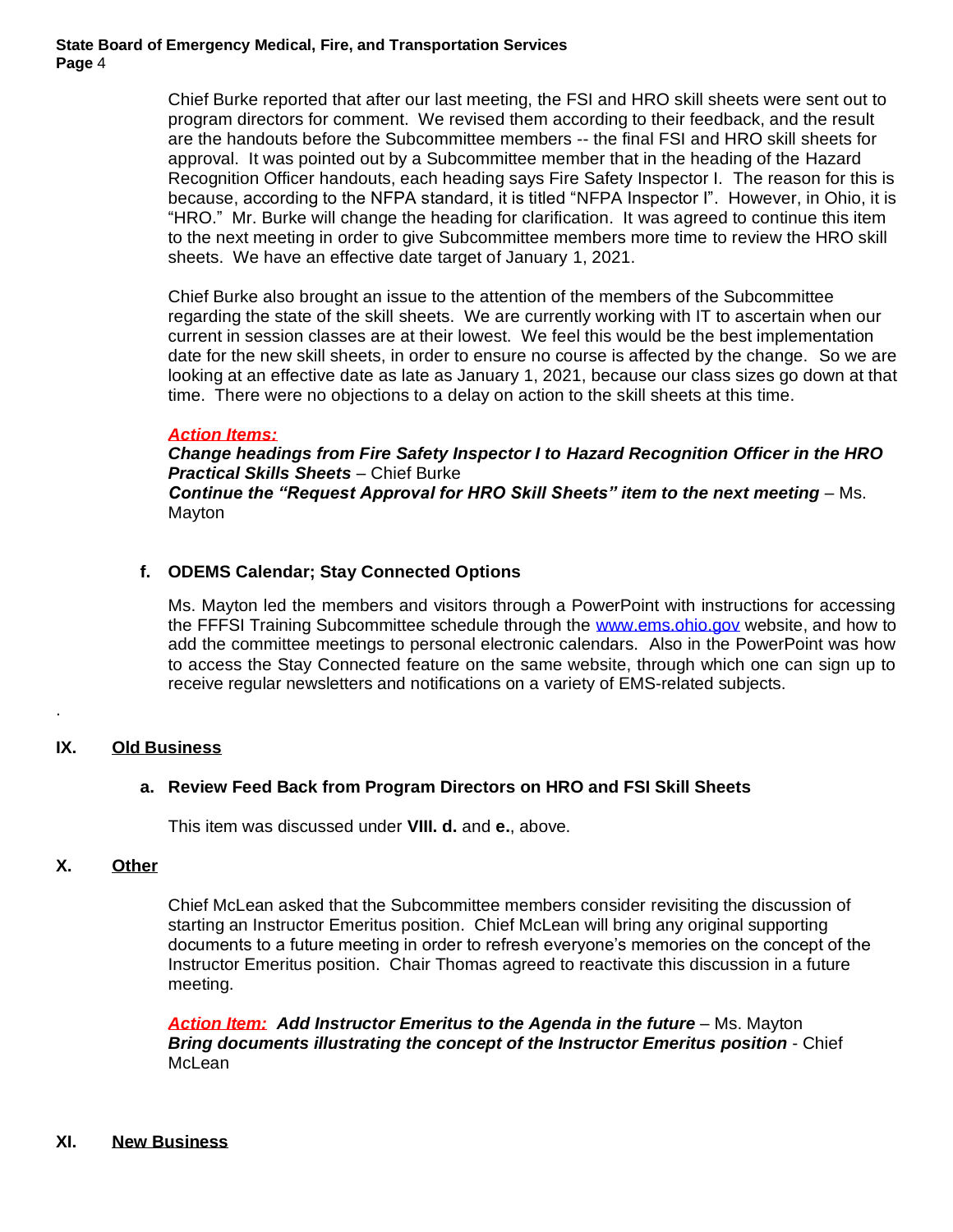Chief Burke reported that after our last meeting, the FSI and HRO skill sheets were sent out to program directors for comment. We revised them according to their feedback, and the result are the handouts before the Subcommittee members -- the final FSI and HRO skill sheets for approval. It was pointed out by a Subcommittee member that in the heading of the Hazard Recognition Officer handouts, each heading says Fire Safety Inspector I. The reason for this is because, according to the NFPA standard, it is titled "NFPA Inspector I". However, in Ohio, it is "HRO." Mr. Burke will change the heading for clarification. It was agreed to continue this item to the next meeting in order to give Subcommittee members more time to review the HRO skill sheets. We have an effective date target of January 1, 2021.

Chief Burke also brought an issue to the attention of the members of the Subcommittee regarding the state of the skill sheets. We are currently working with IT to ascertain when our current in session classes are at their lowest. We feel this would be the best implementation date for the new skill sheets, in order to ensure no course is affected by the change. So we are looking at an effective date as late as January 1, 2021, because our class sizes go down at that time. There were no objections to a delay on action to the skill sheets at this time.

***Action Items:***
***Change headings from Fire Safety Inspector I to Hazard Recognition Officer in the HRO Practical Skills Sheets*** – Chief Burke
***Continue the "Request Approval for HRO Skill Sheets" item to the next meeting*** – Ms. Mayton

**f. ODEMS Calendar; Stay Connected Options**

Ms. Mayton led the members and visitors through a PowerPoint with instructions for accessing the FFFSI Training Subcommittee schedule through the www.ems.ohio.gov website, and how to add the committee meetings to personal electronic calendars. Also in the PowerPoint was how to access the Stay Connected feature on the same website, through which one can sign up to receive regular newsletters and notifications on a variety of EMS-related subjects.

.

## IX. Old Business

**a. Review Feed Back from Program Directors on HRO and FSI Skill Sheets**

This item was discussed under **VIII. d.** and **e.**, above.

## X. Other

Chief McLean asked that the Subcommittee members consider revisiting the discussion of starting an Instructor Emeritus position. Chief McLean will bring any original supporting documents to a future meeting in order to refresh everyone's memories on the concept of the Instructor Emeritus position. Chair Thomas agreed to reactivate this discussion in a future meeting.

***Action Item:*** ***Add Instructor Emeritus to the Agenda in the future*** – Ms. Mayton
***Bring documents illustrating the concept of the Instructor Emeritus position*** - Chief McLean

## XI. New Business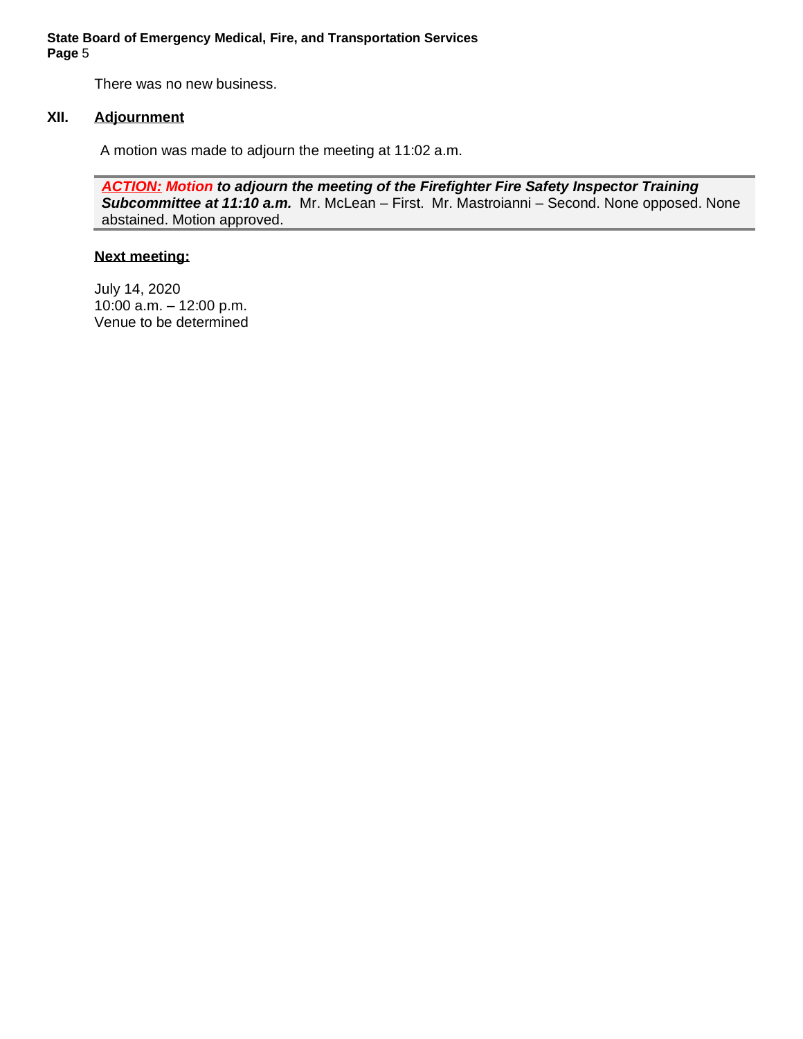There was no new business.

## XII. Adjournment

A motion was made to adjourn the meeting at 11:02 a.m.

> ***ACTION: Motion to adjourn the meeting of the Firefighter Fire Safety Inspector Training Subcommittee at 11:10 a.m.*** Mr. McLean – First. Mr. Mastroianni – Second. None opposed. None abstained. Motion approved.

**Next meeting:**

July 14, 2020
10:00 a.m. – 12:00 p.m.
Venue to be determined